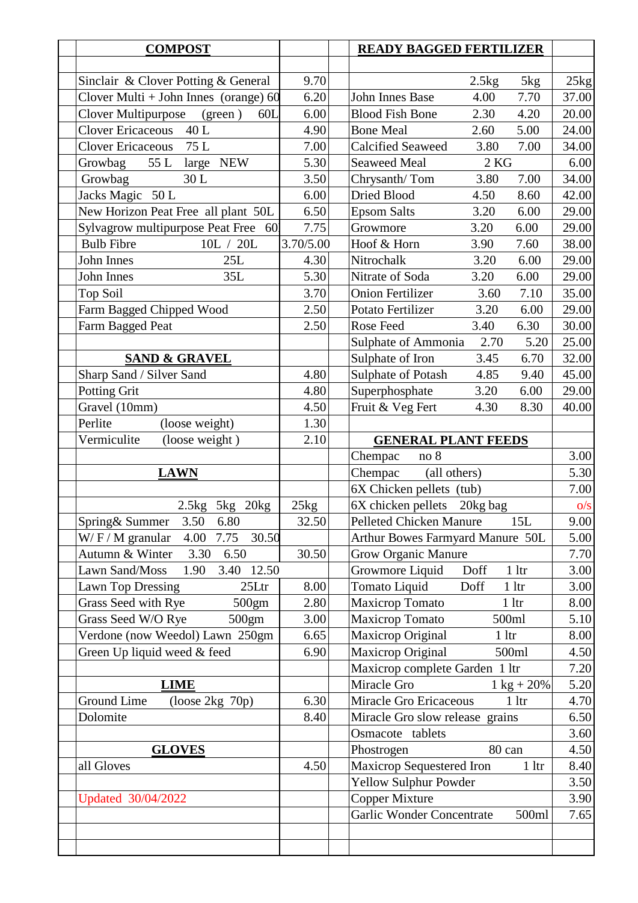## COMPOST

| Item | Price |
|---|---|
| Sinclair & Clover Potting & General | 9.70 |
| Clover Multi + John Innes (orange) 60 | 6.20 |
| Clover Multipurpose (green) 60L | 6.00 |
| Clover Ericaceous 40 L | 4.90 |
| Clover Ericaceous 75 L | 7.00 |
| Growbag 55 L large NEW | 5.30 |
| Growbag 30 L | 3.50 |
| Jacks Magic 50 L | 6.00 |
| New Horizon Peat Free all plant 50L | 6.50 |
| Sylvagrow multipurpose Peat Free 60 | 7.75 |
| Bulb Fibre 10L / 20L | 3.70/5.00 |
| John Innes 25L | 4.30 |
| John Innes 35L | 5.30 |
| Top Soil | 3.70 |
| Farm Bagged Chipped Wood | 2.50 |
| Farm Bagged Peat | 2.50 |

## SAND & GRAVEL

| Item | Price |
|---|---|
| Sharp Sand / Silver Sand | 4.80 |
| Potting Grit | 4.80 |
| Gravel (10mm) | 4.50 |
| Perlite (loose weight) | 1.30 |
| Vermiculite (loose weight) | 2.10 |

## LAWN

| Item | 2.5kg | 5kg | 20kg | 25kg |
|---|---|---|---|---|
| Spring& Summer | 3.50 | 6.80 | | 32.50 |
| W/ F / M granular | 4.00 | 7.75 | 30.50 | |
| Autumn & Winter | 3.30 | 6.50 | | 30.50 |
| Lawn Sand/Moss | 1.90 | 3.40 | 12.50 | |

| Item | Price |
|---|---|
| Lawn Top Dressing 25Ltr | 8.00 |
| Grass Seed with Rye 500gm | 2.80 |
| Grass Seed W/O Rye 500gm | 3.00 |
| Verdone (now Weedol) Lawn 250gm | 6.65 |
| Green Up liquid weed & feed | 6.90 |

## LIME

| Item | Price |
|---|---|
| Ground Lime (loose 2kg 70p) | 6.30 |
| Dolomite | 8.40 |

## GLOVES

| Item | Price |
|---|---|
| all Gloves | 4.50 |

Updated 30/04/2022

## READY BAGGED FERTILIZER

| Item | 2.5kg | 5kg | 25kg |
|---|---|---|---|
| John Innes Base | 4.00 | 7.70 | 37.00 |
| Blood Fish Bone | 2.30 | 4.20 | 20.00 |
| Bone Meal | 2.60 | 5.00 | 24.00 |
| Calcified Seaweed | 3.80 | 7.00 | 34.00 |
| Seaweed Meal | 2 KG | | 6.00 |
| Chrysanth/ Tom | 3.80 | 7.00 | 34.00 |
| Dried Blood | 4.50 | 8.60 | 42.00 |
| Epsom Salts | 3.20 | 6.00 | 29.00 |
| Growmore | 3.20 | 6.00 | 29.00 |
| Hoof & Horn | 3.90 | 7.60 | 38.00 |
| Nitrochalk | 3.20 | 6.00 | 29.00 |
| Nitrate of Soda | 3.20 | 6.00 | 29.00 |
| Onion Fertilizer | 3.60 | 7.10 | 35.00 |
| Potato Fertilizer | 3.20 | 6.00 | 29.00 |
| Rose Feed | 3.40 | 6.30 | 30.00 |
| Sulphate of Ammonia | 2.70 | 5.20 | 25.00 |
| Sulphate of Iron | 3.45 | 6.70 | 32.00 |
| Sulphate of Potash | 4.85 | 9.40 | 45.00 |
| Superphosphate | 3.20 | 6.00 | 29.00 |
| Fruit & Veg Fert | 4.30 | 8.30 | 40.00 |

## GENERAL PLANT FEEDS

| Item | Price |
|---|---|
| Chempac no 8 | 3.00 |
| Chempac (all others) | 5.30 |
| 6X Chicken pellets (tub) | 7.00 |
| 6X chicken pellets 20kg bag | o/s |
| Pelleted Chicken Manure 15L | 9.00 |
| Arthur Bowes Farmyard Manure 50L | 5.00 |
| Grow Organic Manure | 7.70 |
| Growmore Liquid Doff 1 ltr | 3.00 |
| Tomato Liquid Doff 1 ltr | 3.00 |
| Maxicrop Tomato 1 ltr | 8.00 |
| Maxicrop Tomato 500ml | 5.10 |
| Maxicrop Original 1 ltr | 8.00 |
| Maxicrop Original 500ml | 4.50 |
| Maxicrop complete Garden 1 ltr | 7.20 |
| Miracle Gro 1 kg + 20% | 5.20 |
| Miracle Gro Ericaceous 1 ltr | 4.70 |
| Miracle Gro slow release grains | 6.50 |
| Osmacote tablets | 3.60 |
| Phostrogen 80 can | 4.50 |
| Maxicrop Sequestered Iron 1 ltr | 8.40 |
| Yellow Sulphur Powder | 3.50 |
| Copper Mixture | 3.90 |
| Garlic Wonder Concentrate 500ml | 7.65 |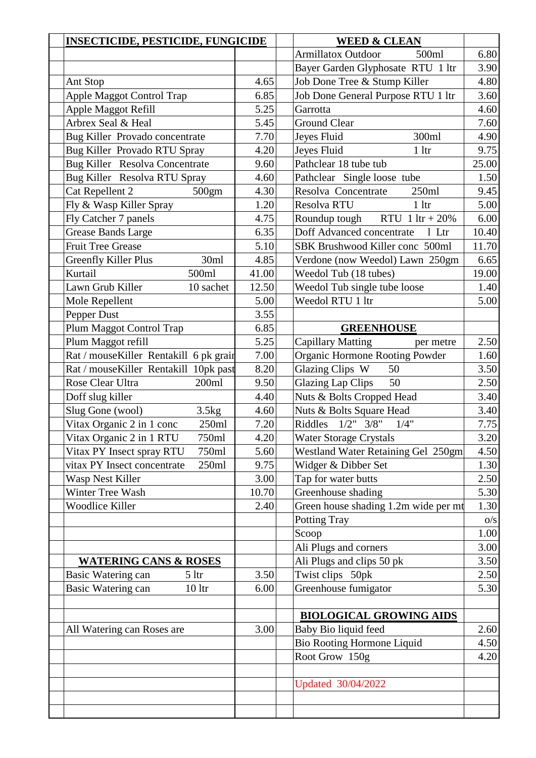| | | | | | |
|---|---|---|---|---|---|
| | **INSECTICIDE, PESTICIDE, FUNGICIDE** | | | **WEED & CLEAN** | |
| | | | | Armillatox Outdoor 500ml | 6.80 |
| | | | | Bayer Garden Glyphosate RTU 1 ltr | 3.90 |
| | Ant Stop | 4.65 | | Job Done Tree & Stump Killer | 4.80 |
| | Apple Maggot Control Trap | 6.85 | | Job Done General Purpose RTU 1 ltr | 3.60 |
| | Apple Maggot Refill | 5.25 | | Garrotta | 4.60 |
| | Arbrex Seal & Heal | 5.45 | | Ground Clear | 7.60 |
| | Bug Killer Provado concentrate | 7.70 | | Jeyes Fluid 300ml | 4.90 |
| | Bug Killer Provado RTU Spray | 4.20 | | Jeyes Fluid 1 ltr | 9.75 |
| | Bug Killer Resolva Concentrate | 9.60 | | Pathclear 18 tube tub | 25.00 |
| | Bug Killer Resolva RTU Spray | 4.60 | | Pathclear Single loose tube | 1.50 |
| | Cat Repellent 2 500gm | 4.30 | | Resolva Concentrate 250ml | 9.45 |
| | Fly & Wasp Killer Spray | 1.20 | | Resolva RTU 1 ltr | 5.00 |
| | Fly Catcher 7 panels | 4.75 | | Roundup tough RTU 1 ltr + 20% | 6.00 |
| | Grease Bands Large | 6.35 | | Doff Advanced concentrate 1 Ltr | 10.40 |
| | Fruit Tree Grease | 5.10 | | SBK Brushwood Killer conc 500ml | 11.70 |
| | Greenfly Killer Plus 30ml | 4.85 | | Verdone (now Weedol) Lawn 250gm | 6.65 |
| | Kurtail 500ml | 41.00 | | Weedol Tub (18 tubes) | 19.00 |
| | Lawn Grub Killer 10 sachet | 12.50 | | Weedol Tub single tube loose | 1.40 |
| | Mole Repellent | 5.00 | | Weedol RTU 1 ltr | 5.00 |
| | Pepper Dust | 3.55 | | | |
| | Plum Maggot Control Trap | 6.85 | | **GREENHOUSE** | |
| | Plum Maggot refill | 5.25 | | Capillary Matting per metre | 2.50 |
| | Rat / mouseKiller Rentakill 6 pk grain | 7.00 | | Organic Hormone Rooting Powder | 1.60 |
| | Rat / mouseKiller Rentakill 10pk past | 8.20 | | Glazing Clips W 50 | 3.50 |
| | Rose Clear Ultra 200ml | 9.50 | | Glazing Lap Clips 50 | 2.50 |
| | Doff slug killer | 4.40 | | Nuts & Bolts Cropped Head | 3.40 |
| | Slug Gone (wool) 3.5kg | 4.60 | | Nuts & Bolts Square Head | 3.40 |
| | Vitax Organic 2 in 1 conc 250ml | 7.20 | | Riddles 1/2" 3/8" 1/4" | 7.75 |
| | Vitax Organic 2 in 1 RTU 750ml | 4.20 | | Water Storage Crystals | 3.20 |
| | Vitax PY Insect spray RTU 750ml | 5.60 | | Westland Water Retaining Gel 250gm | 4.50 |
| | vitax PY Insect concentrate 250ml | 9.75 | | Widger & Dibber Set | 1.30 |
| | Wasp Nest Killer | 3.00 | | Tap for water butts | 2.50 |
| | Winter Tree Wash | 10.70 | | Greenhouse shading | 5.30 |
| | Woodlice Killer | 2.40 | | Green house shading 1.2m wide per mt | 1.30 |
| | | | | Potting Tray | o/s |
| | | | | Scoop | 1.00 |
| | | | | Ali Plugs and corners | 3.00 |
| | **WATERING CANS & ROSES** | | | Ali Plugs and clips 50 pk | 3.50 |
| | Basic Watering can 5 ltr | 3.50 | | Twist clips 50pk | 2.50 |
| | Basic Watering can 10 ltr | 6.00 | | Greenhouse fumigator | 5.30 |
| | | | | | |
| | | | | **BIOLOGICAL GROWING AIDS** | |
| | All Watering can Roses are | 3.00 | | Baby Bio liquid feed | 2.60 |
| | | | | Bio Rooting Hormone Liquid | 4.50 |
| | | | | Root Grow 150g | 4.20 |
| | | | | | |
| | | | | Updated 30/04/2022 | |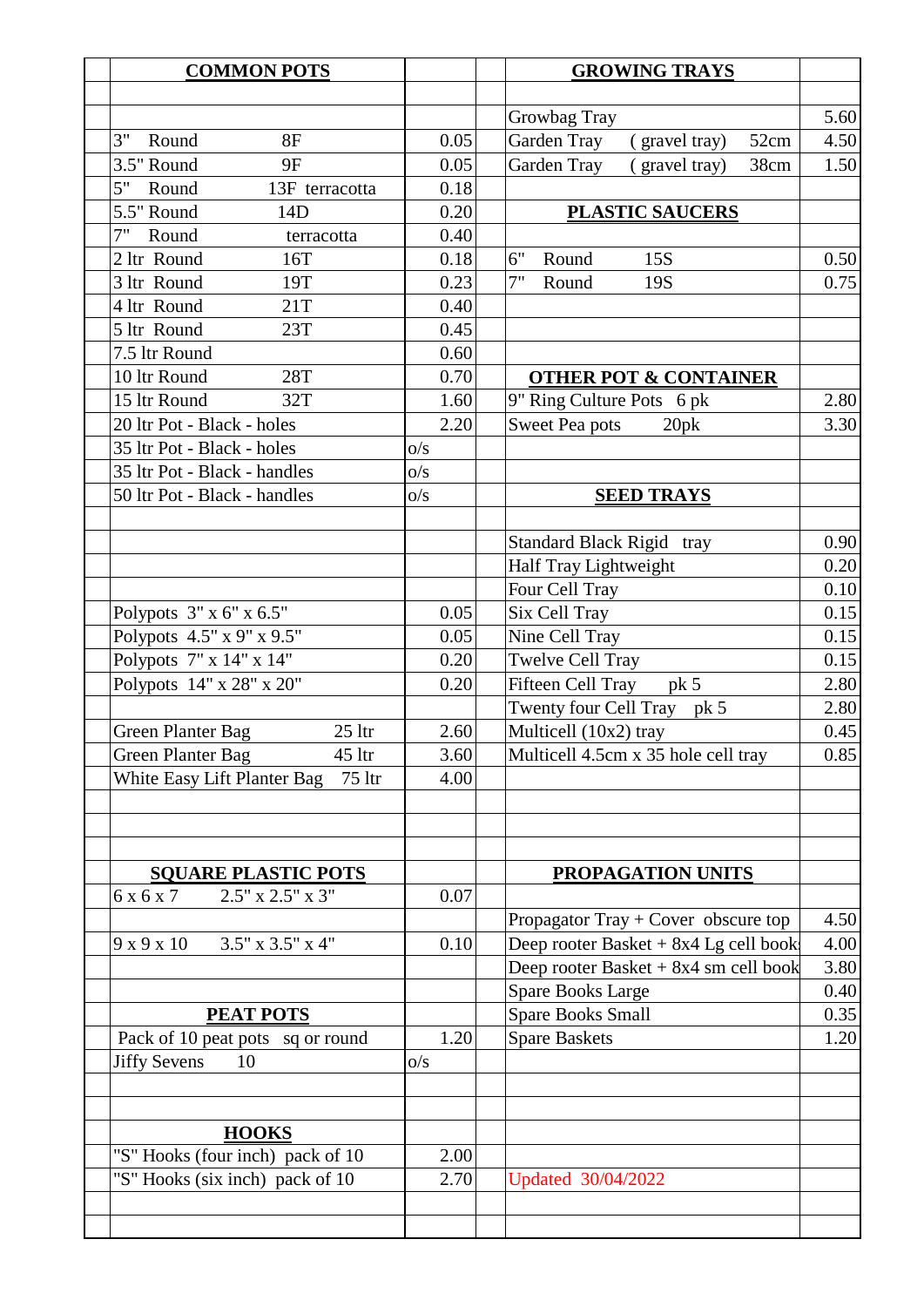| | | | | | |
|---|---|---|---|---|---|
| | **COMMON POTS** | | | **GROWING TRAYS** | |
| | | | | | |
| | | | | Growbag Tray | 5.60 |
| | 3" Round 8F | 0.05 | | Garden Tray ( gravel tray) 52cm | 4.50 |
| | 3.5" Round 9F | 0.05 | | Garden Tray ( gravel tray) 38cm | 1.50 |
| | 5" Round 13F terracotta | 0.18 | | | |
| | 5.5" Round 14D | 0.20 | | **PLASTIC SAUCERS** | |
| | 7" Round terracotta | 0.40 | | | |
| | 2 ltr Round 16T | 0.18 | | 6" Round 15S | 0.50 |
| | 3 ltr Round 19T | 0.23 | | 7" Round 19S | 0.75 |
| | 4 ltr Round 21T | 0.40 | | | |
| | 5 ltr Round 23T | 0.45 | | | |
| | 7.5 ltr Round | 0.60 | | | |
| | 10 ltr Round 28T | 0.70 | | **OTHER POT & CONTAINER** | |
| | 15 ltr Round 32T | 1.60 | | 9" Ring Culture Pots 6 pk | 2.80 |
| | 20 ltr Pot - Black - holes | 2.20 | | Sweet Pea pots 20pk | 3.30 |
| | 35 ltr Pot - Black - holes | o/s | | | |
| | 35 ltr Pot - Black - handles | o/s | | | |
| | 50 ltr Pot - Black - handles | o/s | | **SEED TRAYS** | |
| | | | | | |
| | | | | Standard Black Rigid tray | 0.90 |
| | | | | Half Tray Lightweight | 0.20 |
| | | | | Four Cell Tray | 0.10 |
| | Polypots 3" x 6" x 6.5" | 0.05 | | Six Cell Tray | 0.15 |
| | Polypots 4.5" x 9" x 9.5" | 0.05 | | Nine Cell Tray | 0.15 |
| | Polypots 7" x 14" x 14" | 0.20 | | Twelve Cell Tray | 0.15 |
| | Polypots 14" x 28" x 20" | 0.20 | | Fifteen Cell Tray pk 5 | 2.80 |
| | | | | Twenty four Cell Tray pk 5 | 2.80 |
| | Green Planter Bag 25 ltr | 2.60 | | Multicell (10x2) tray | 0.45 |
| | Green Planter Bag 45 ltr | 3.60 | | Multicell 4.5cm x 35 hole cell tray | 0.85 |
| | White Easy Lift Planter Bag 75 ltr | 4.00 | | | |
| | | | | | |
| | | | | | |
| | | | | | |
| | **SQUARE PLASTIC POTS** | | | **PROPAGATION UNITS** | |
| | 6 x 6 x 7 2.5" x 2.5" x 3" | 0.07 | | | |
| | | | | Propagator Tray + Cover obscure top | 4.50 |
| | 9 x 9 x 10 3.5" x 3.5" x 4" | 0.10 | | Deep rooter Basket + 8x4 Lg cell book | 4.00 |
| | | | | Deep rooter Basket + 8x4 sm cell book | 3.80 |
| | | | | Spare Books Large | 0.40 |
| | **PEAT POTS** | | | Spare Books Small | 0.35 |
| | Pack of 10 peat pots sq or round | 1.20 | | Spare Baskets | 1.20 |
| | Jiffy Sevens 10 | o/s | | | |
| | | | | | |
| | | | | | |
| | **HOOKS** | | | | |
| | "S" Hooks (four inch) pack of 10 | 2.00 | | | |
| | "S" Hooks (six inch) pack of 10 | 2.70 | | Updated 30/04/2022 | |
| | | | | | |
| | | | | | |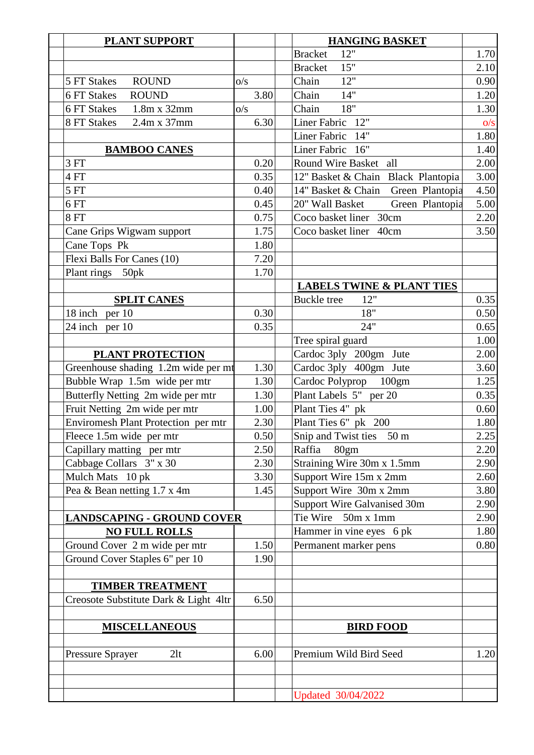| | | | | | |
|---|---|---|---|---|---|
| | **PLANT SUPPORT** | | | **HANGING BASKET** | |
| | | | | Bracket 12" | 1.70 |
| | | | | Bracket 15" | 2.10 |
| | 5 FT Stakes ROUND | o/s | | Chain 12" | 0.90 |
| | 6 FT Stakes ROUND | 3.80 | | Chain 14" | 1.20 |
| | 6 FT Stakes 1.8m x 32mm | o/s | | Chain 18" | 1.30 |
| | 8 FT Stakes 2.4m x 37mm | 6.30 | | Liner Fabric 12" | o/s |
| | | | | Liner Fabric 14" | 1.80 |
| | **BAMBOO CANES** | | | Liner Fabric 16" | 1.40 |
| | 3 FT | 0.20 | | Round Wire Basket all | 2.00 |
| | 4 FT | 0.35 | | 12" Basket & Chain Black Plantopia | 3.00 |
| | 5 FT | 0.40 | | 14" Basket & Chain Green Plantopia | 4.50 |
| | 6 FT | 0.45 | | 20" Wall Basket Green Plantopia | 5.00 |
| | 8 FT | 0.75 | | Coco basket liner 30cm | 2.20 |
| | Cane Grips Wigwam support | 1.75 | | Coco basket liner 40cm | 3.50 |
| | Cane Tops Pk | 1.80 | | | |
| | Flexi Balls For Canes (10) | 7.20 | | | |
| | Plant rings 50pk | 1.70 | | | |
| | | | | **LABELS TWINE & PLANT TIES** | |
| | **SPLIT CANES** | | | Buckle tree 12" | 0.35 |
| | 18 inch per 10 | 0.30 | | 18" | 0.50 |
| | 24 inch per 10 | 0.35 | | 24" | 0.65 |
| | | | | Tree spiral guard | 1.00 |
| | **PLANT PROTECTION** | | | Cardoc 3ply 200gm Jute | 2.00 |
| | Greenhouse shading 1.2m wide per mt | 1.30 | | Cardoc 3ply 400gm Jute | 3.60 |
| | Bubble Wrap 1.5m wide per mtr | 1.30 | | Cardoc Polyprop 100gm | 1.25 |
| | Butterfly Netting 2m wide per mtr | 1.30 | | Plant Labels 5" per 20 | 0.35 |
| | Fruit Netting 2m wide per mtr | 1.00 | | Plant Ties 4" pk | 0.60 |
| | Enviromesh Plant Protection per mtr | 2.30 | | Plant Ties 6" pk 200 | 1.80 |
| | Fleece 1.5m wide per mtr | 0.50 | | Snip and Twist ties 50 m | 2.25 |
| | Capillary matting per mtr | 2.50 | | Raffia 80gm | 2.20 |
| | Cabbage Collars 3" x 30 | 2.30 | | Straining Wire 30m x 1.5mm | 2.90 |
| | Mulch Mats 10 pk | 3.30 | | Support Wire 15m x 2mm | 2.60 |
| | Pea & Bean netting 1.7 x 4m | 1.45 | | Support Wire 30m x 2mm | 3.80 |
| | | | | Support Wire Galvanised 30m | 2.90 |
| | **LANDSCAPING - GROUND COVER** | | | Tie Wire 50m x 1mm | 2.90 |
| | **NO FULL ROLLS** | | | Hammer in vine eyes 6 pk | 1.80 |
| | Ground Cover 2 m wide per mtr | 1.50 | | Permanent marker pens | 0.80 |
| | Ground Cover Staples 6" per 10 | 1.90 | | | |
| | | | | | |
| | **TIMBER TREATMENT** | | | | |
| | Creosote Substitute Dark & Light 4ltr | 6.50 | | | |
| | | | | | |
| | **MISCELLANEOUS** | | | **BIRD FOOD** | |
| | | | | | |
| | Pressure Sprayer 2lt | 6.00 | | Premium Wild Bird Seed | 1.20 |
| | | | | | |
| | | | | | |
| | | | | Updated 30/04/2022 | |